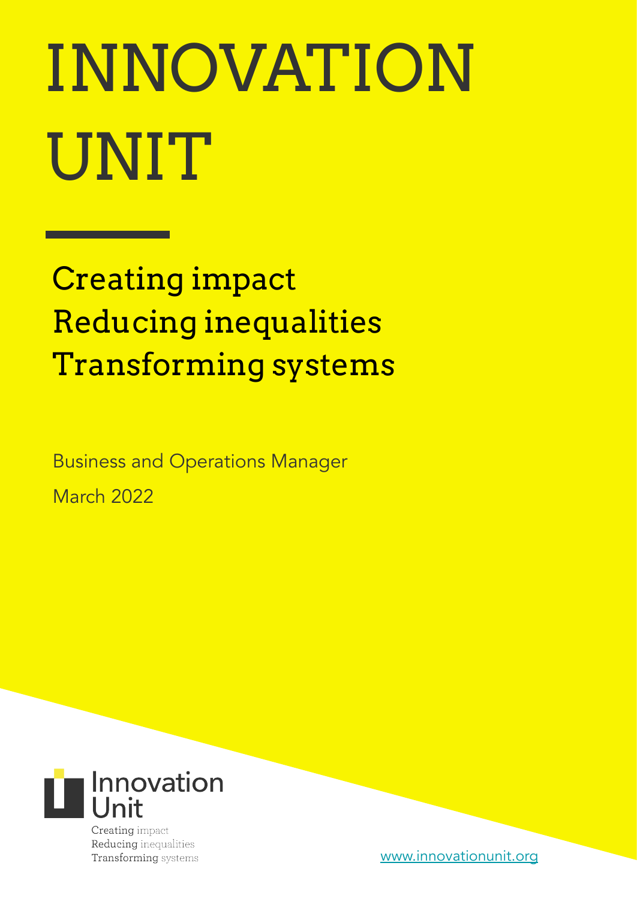# INNOVATION UNIT

Creating impact
Reducing inequalities
Transforming systems

Business and Operations Manager

March 2022

Innovation Unit

Creating impact
Reducing inequalities
Transforming systems

www.innovationunit.org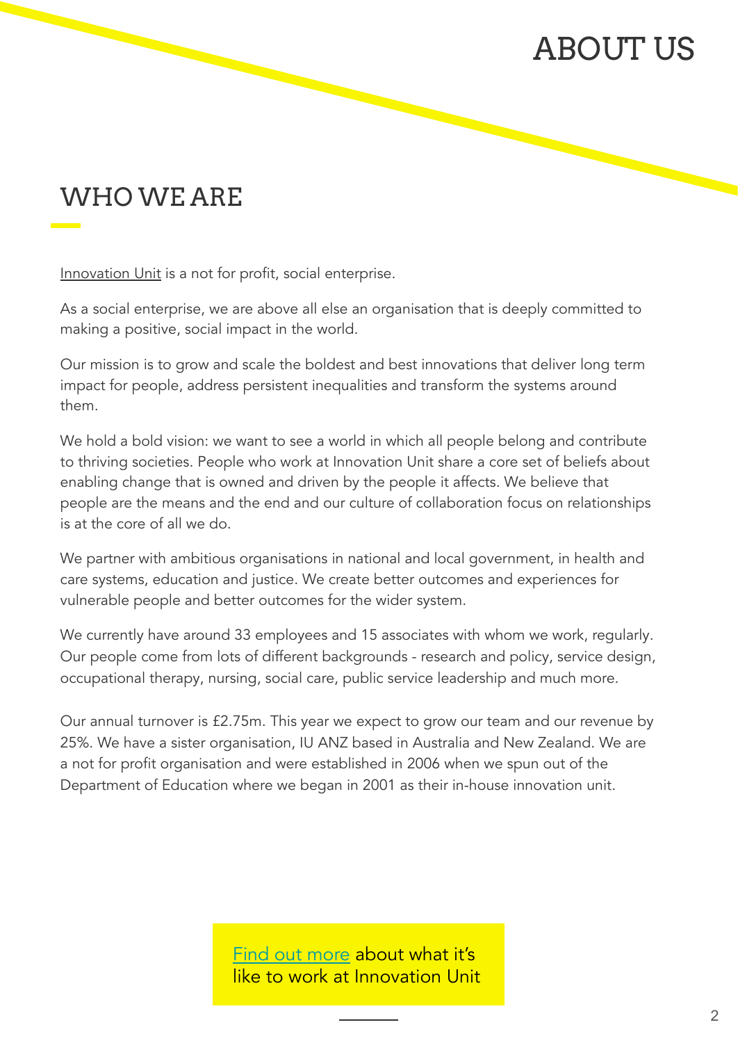# ABOUT US

## WHO WE ARE

Innovation Unit is a not for profit, social enterprise.

As a social enterprise, we are above all else an organisation that is deeply committed to making a positive, social impact in the world.

Our mission is to grow and scale the boldest and best innovations that deliver long term impact for people, address persistent inequalities and transform the systems around them.

We hold a bold vision: we want to see a world in which all people belong and contribute to thriving societies. People who work at Innovation Unit share a core set of beliefs about enabling change that is owned and driven by the people it affects. We believe that people are the means and the end and our culture of collaboration focus on relationships is at the core of all we do.

We partner with ambitious organisations in national and local government, in health and care systems, education and justice. We create better outcomes and experiences for vulnerable people and better outcomes for the wider system.

We currently have around 33 employees and 15 associates with whom we work, regularly. Our people come from lots of different backgrounds - research and policy, service design, occupational therapy, nursing, social care, public service leadership and much more.

Our annual turnover is £2.75m. This year we expect to grow our team and our revenue by 25%. We have a sister organisation, IU ANZ based in Australia and New Zealand. We are a not for profit organisation and were established in 2006 when we spun out of the Department of Education where we began in 2001 as their in-house innovation unit.

Find out more about what it's like to work at Innovation Unit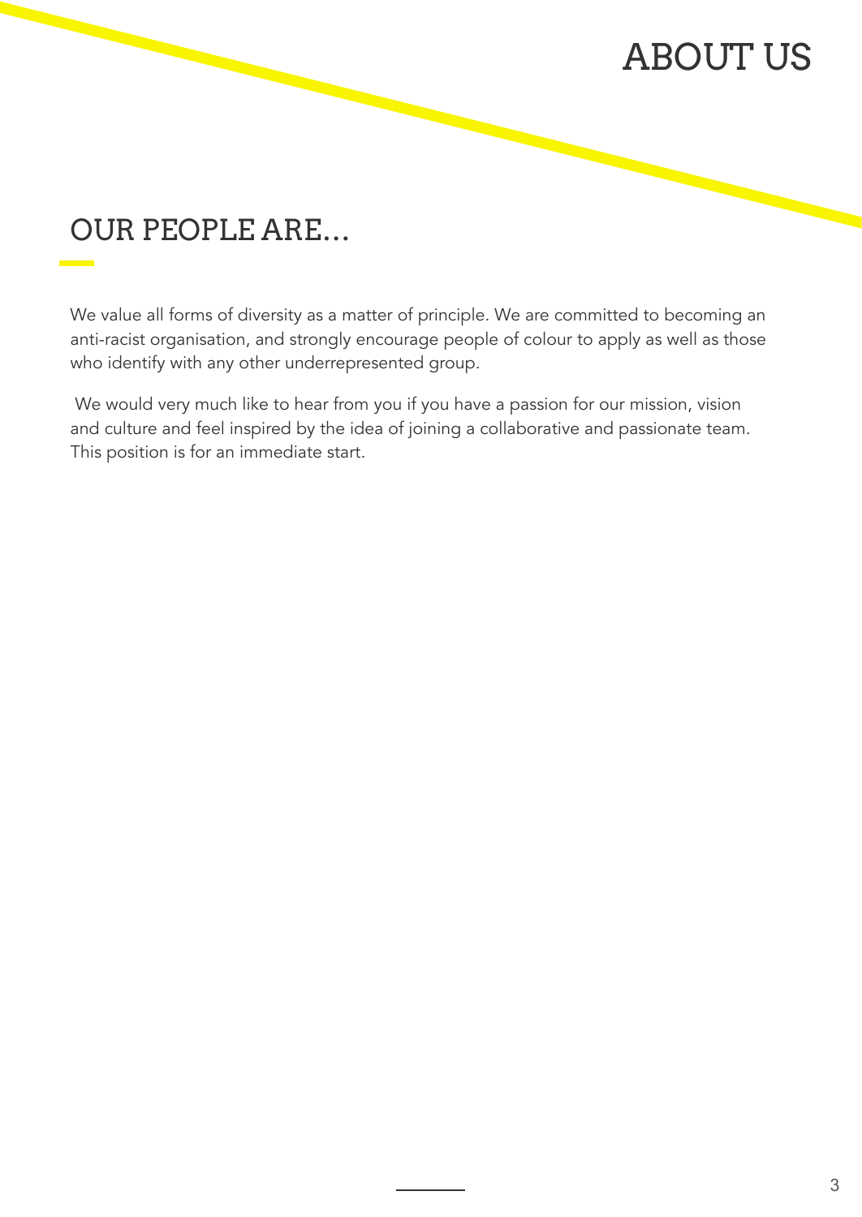# ABOUT US

## OUR PEOPLE ARE...

We value all forms of diversity as a matter of principle. We are committed to becoming an anti-racist organisation, and strongly encourage people of colour to apply as well as those who identify with any other underrepresented group.

We would very much like to hear from you if you have a passion for our mission, vision and culture and feel inspired by the idea of joining a collaborative and passionate team. This position is for an immediate start.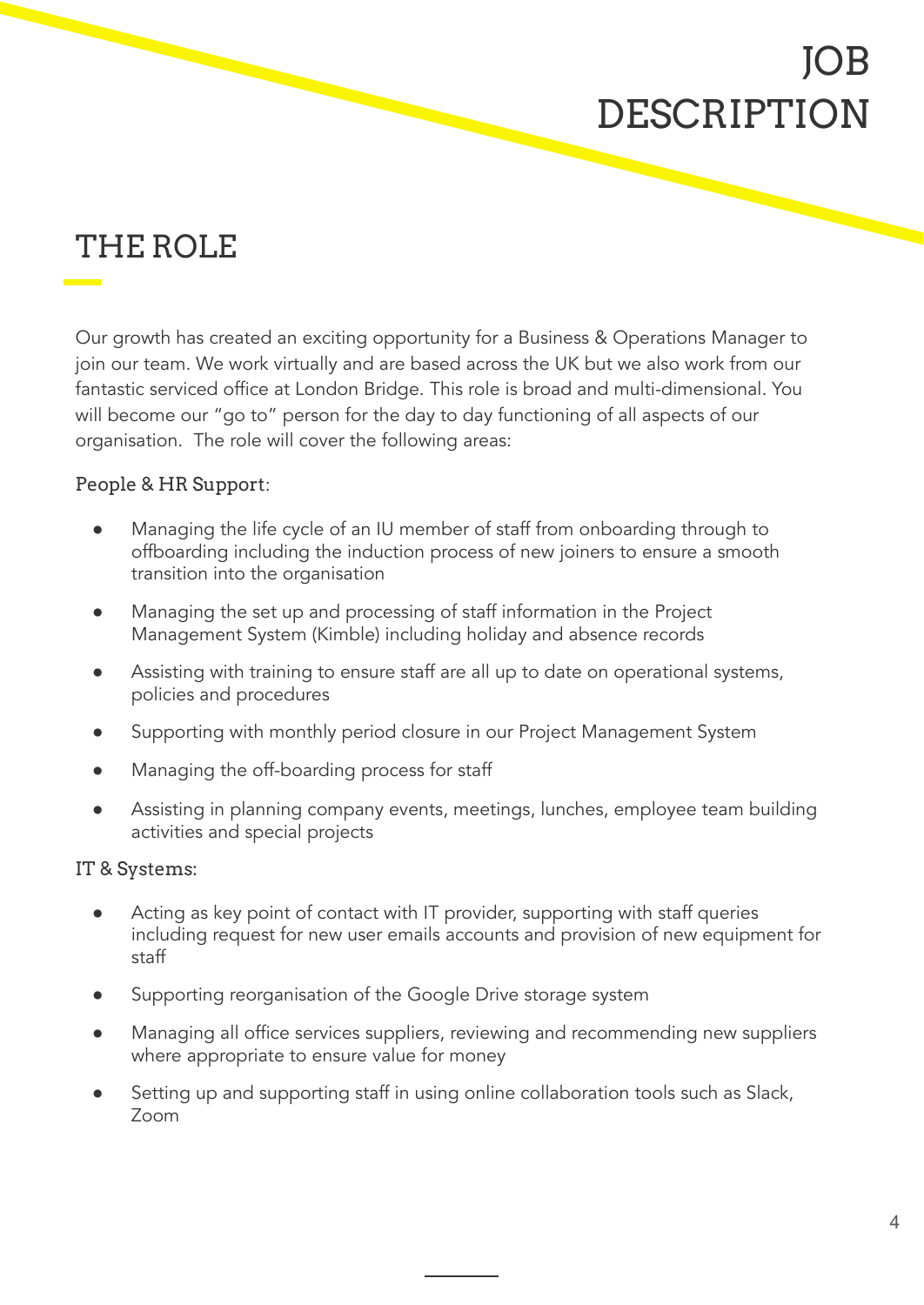# JOB DESCRIPTION

## THE ROLE

Our growth has created an exciting opportunity for a Business & Operations Manager to join our team. We work virtually and are based across the UK but we also work from our fantastic serviced office at London Bridge. This role is broad and multi-dimensional. You will become our "go to" person for the day to day functioning of all aspects of our organisation. The role will cover the following areas:

### People & HR Support:

- Managing the life cycle of an IU member of staff from onboarding through to offboarding including the induction process of new joiners to ensure a smooth transition into the organisation
- Managing the set up and processing of staff information in the Project Management System (Kimble) including holiday and absence records
- Assisting with training to ensure staff are all up to date on operational systems, policies and procedures
- Supporting with monthly period closure in our Project Management System
- Managing the off-boarding process for staff
- Assisting in planning company events, meetings, lunches, employee team building activities and special projects

### IT & Systems:

- Acting as key point of contact with IT provider, supporting with staff queries including request for new user emails accounts and provision of new equipment for staff
- Supporting reorganisation of the Google Drive storage system
- Managing all office services suppliers, reviewing and recommending new suppliers where appropriate to ensure value for money
- Setting up and supporting staff in using online collaboration tools such as Slack, Zoom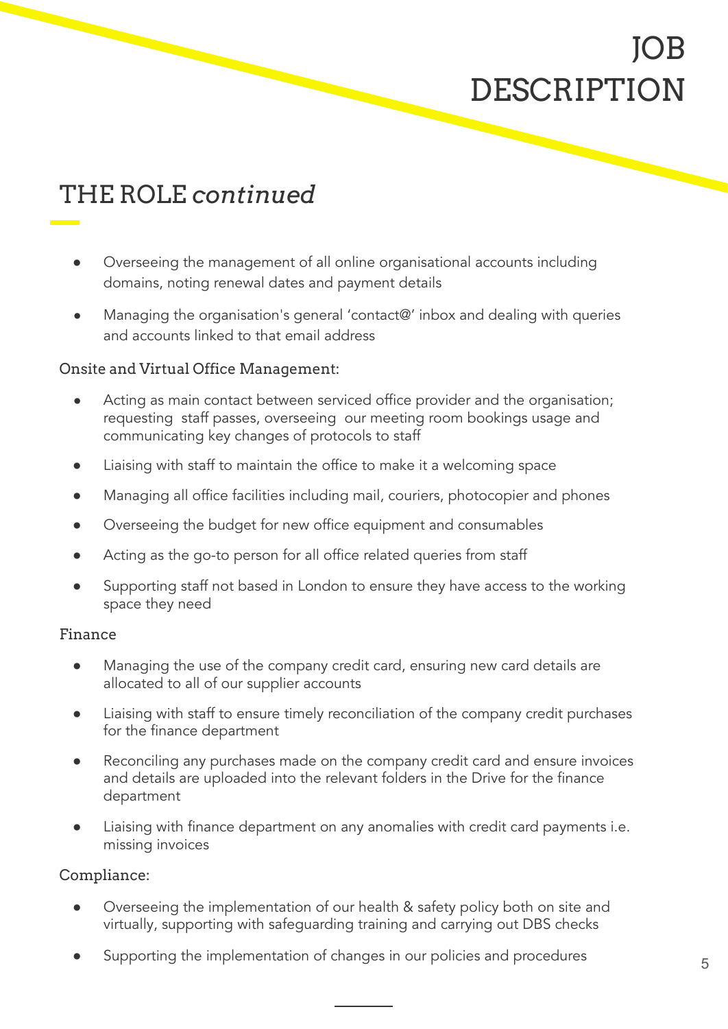# JOB DESCRIPTION

## THE ROLE *continued*

- Overseeing the management of all online organisational accounts including domains, noting renewal dates and payment details
- Managing the organisation's general 'contact@' inbox and dealing with queries and accounts linked to that email address

### Onsite and Virtual Office Management:

- Acting as main contact between serviced office provider and the organisation; requesting staff passes, overseeing our meeting room bookings usage and communicating key changes of protocols to staff
- Liaising with staff to maintain the office to make it a welcoming space
- Managing all office facilities including mail, couriers, photocopier and phones
- Overseeing the budget for new office equipment and consumables
- Acting as the go-to person for all office related queries from staff
- Supporting staff not based in London to ensure they have access to the working space they need

### Finance

- Managing the use of the company credit card, ensuring new card details are allocated to all of our supplier accounts
- Liaising with staff to ensure timely reconciliation of the company credit purchases for the finance department
- Reconciling any purchases made on the company credit card and ensure invoices and details are uploaded into the relevant folders in the Drive for the finance department
- Liaising with finance department on any anomalies with credit card payments i.e. missing invoices

### Compliance:

- Overseeing the implementation of our health & safety policy both on site and virtually, supporting with safeguarding training and carrying out DBS checks
- Supporting the implementation of changes in our policies and procedures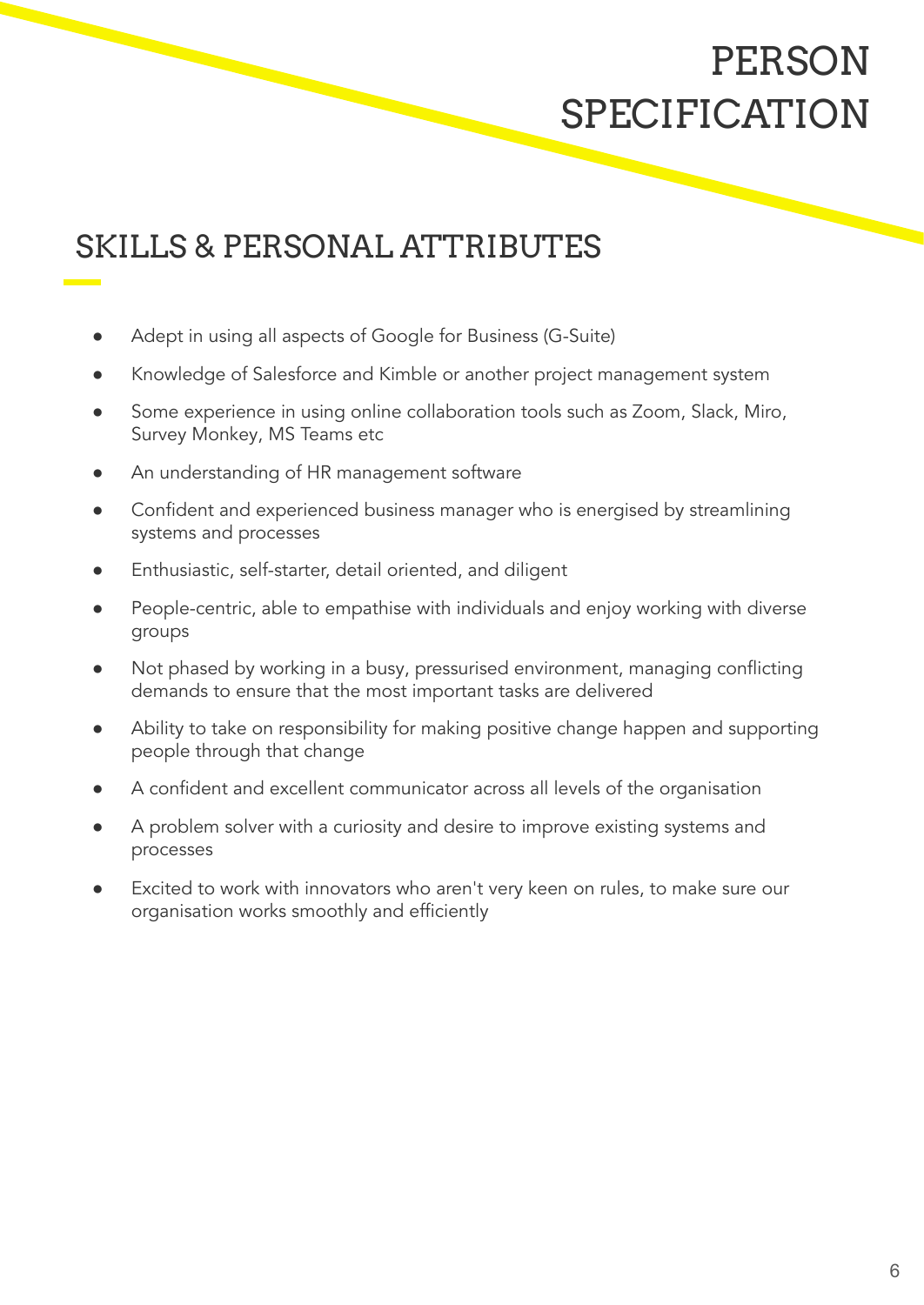# PERSON SPECIFICATION

## SKILLS & PERSONAL ATTRIBUTES

- Adept in using all aspects of Google for Business (G-Suite)
- Knowledge of Salesforce and Kimble or another project management system
- Some experience in using online collaboration tools such as Zoom, Slack, Miro, Survey Monkey, MS Teams etc
- An understanding of HR management software
- Confident and experienced business manager who is energised by streamlining systems and processes
- Enthusiastic, self-starter, detail oriented, and diligent
- People-centric, able to empathise with individuals and enjoy working with diverse groups
- Not phased by working in a busy, pressurised environment, managing conflicting demands to ensure that the most important tasks are delivered
- Ability to take on responsibility for making positive change happen and supporting people through that change
- A confident and excellent communicator across all levels of the organisation
- A problem solver with a curiosity and desire to improve existing systems and processes
- Excited to work with innovators who aren't very keen on rules, to make sure our organisation works smoothly and efficiently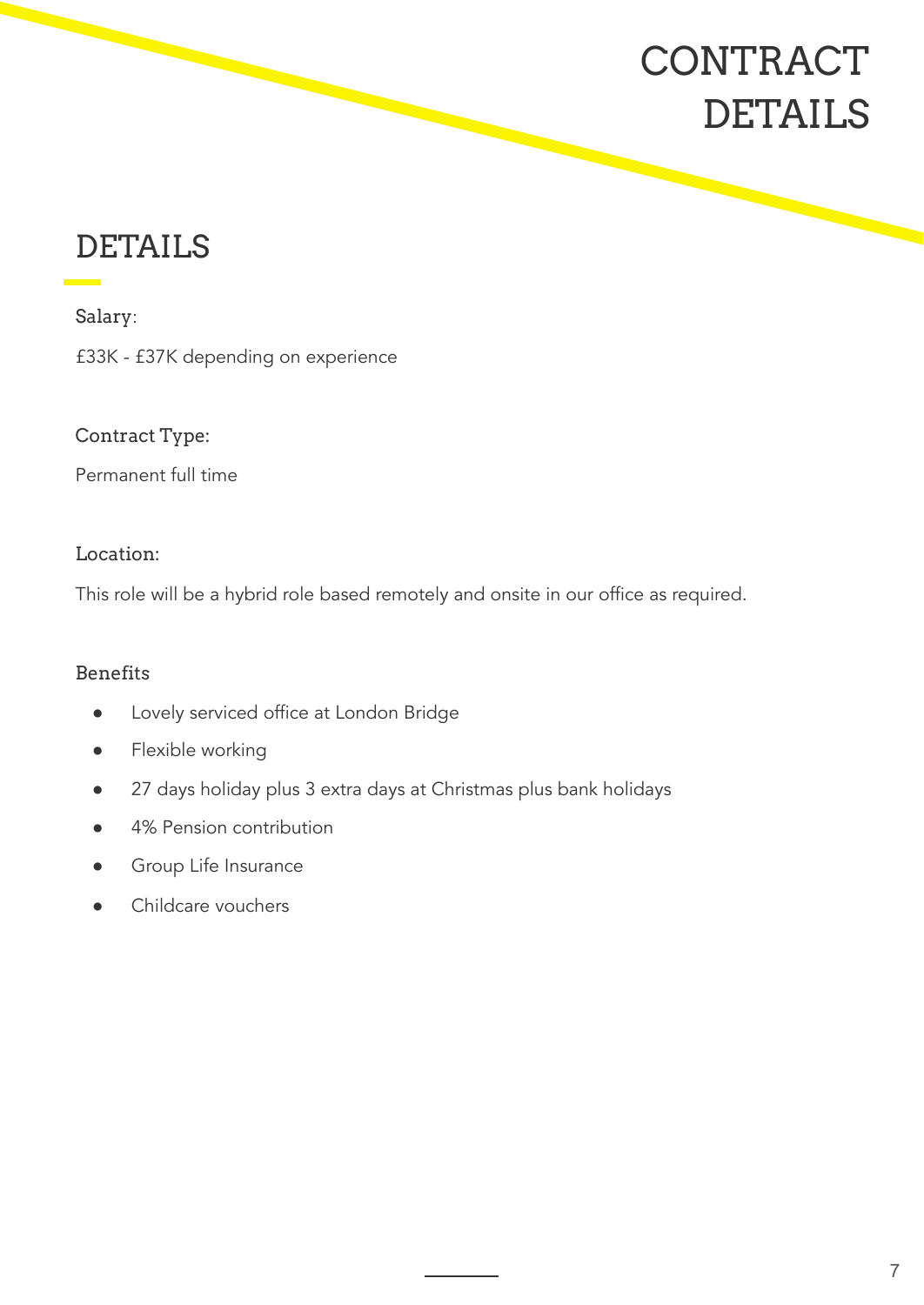# CONTRACT DETAILS

## DETAILS

Salary:

£33K - £37K depending on experience

Contract Type:

Permanent full time

Location:

This role will be a hybrid role based remotely and onsite in our office as required.

Benefits

- Lovely serviced office at London Bridge
- Flexible working
- 27 days holiday plus 3 extra days at Christmas plus bank holidays
- 4% Pension contribution
- Group Life Insurance
- Childcare vouchers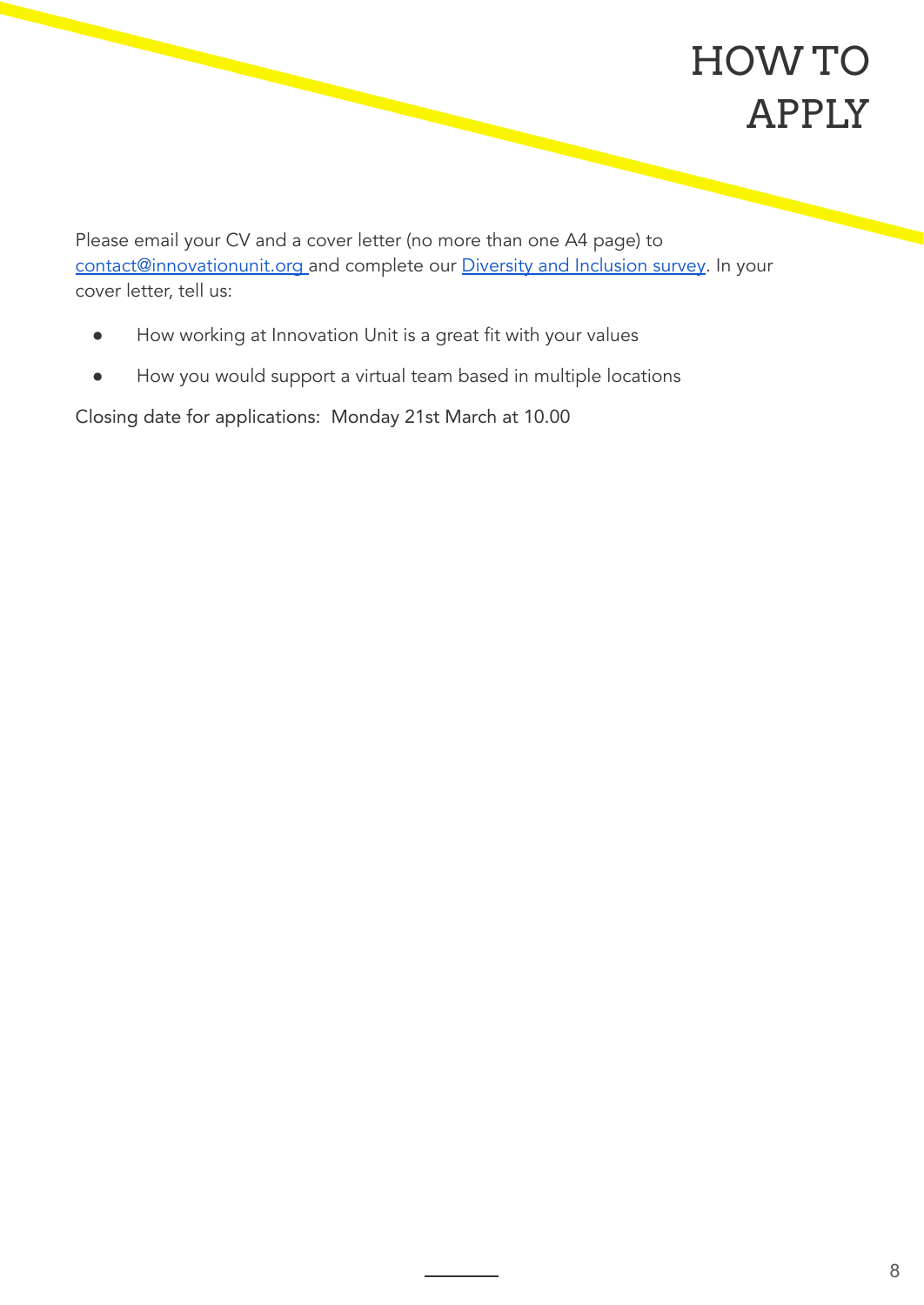# HOW TO APPLY

Please email your CV and a cover letter (no more than one A4 page) to [contact@innovationunit.org](mailto:contact@innovationunit.org) and complete our [Diversity and Inclusion survey](). In your cover letter, tell us:

- How working at Innovation Unit is a great fit with your values
- How you would support a virtual team based in multiple locations

Closing date for applications: Monday 21st March at 10.00